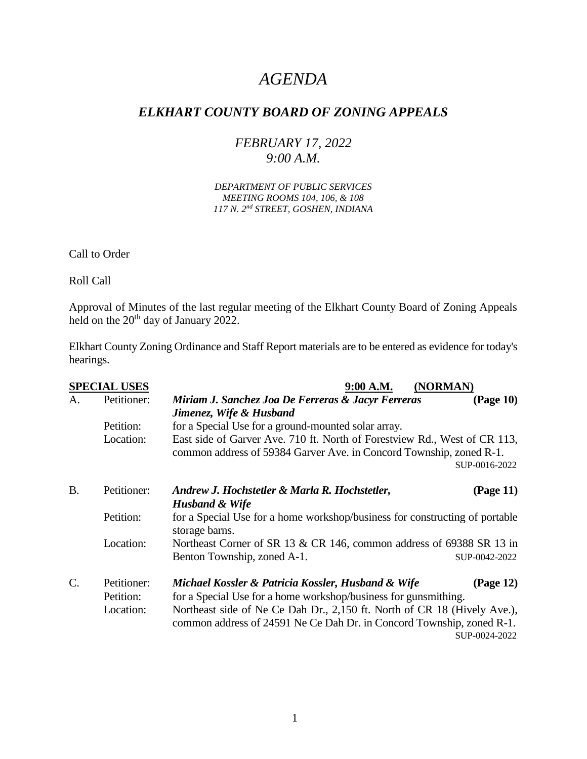# *AGENDA*

## *ELKHART COUNTY BOARD OF ZONING APPEALS*

### *FEBRUARY 17, 2022*
### *9:00 A.M.*

*DEPARTMENT OF PUBLIC SERVICES*
*MEETING ROOMS 104, 106, & 108*
*117 N. 2nd STREET, GOSHEN, INDIANA*

Call to Order

Roll Call

Approval of Minutes of the last regular meeting of the Elkhart County Board of Zoning Appeals held on the 20th day of January 2022.

Elkhart County Zoning Ordinance and Staff Report materials are to be entered as evidence for today's hearings.

**SPECIAL USES** **9:00 A.M.** **(NORMAN)**

A. Petitioner: ***Miriam J. Sanchez Joa De Ferreras & Jacyr Ferreras Jimenez, Wife & Husband*** **(Page 10)**
Petition: for a Special Use for a ground-mounted solar array.
Location: East side of Garver Ave. 710 ft. North of Forestview Rd., West of CR 113, common address of 59384 Garver Ave. in Concord Township, zoned R-1.
SUP-0016-2022

B. Petitioner: ***Andrew J. Hochstetler & Marla R. Hochstetler, Husband & Wife*** **(Page 11)**
Petition: for a Special Use for a home workshop/business for constructing of portable storage barns.
Location: Northeast Corner of SR 13 & CR 146, common address of 69388 SR 13 in Benton Township, zoned A-1.
SUP-0042-2022

C. Petitioner: ***Michael Kossler & Patricia Kossler, Husband & Wife*** **(Page 12)**
Petition: for a Special Use for a home workshop/business for gunsmithing.
Location: Northeast side of Ne Ce Dah Dr., 2,150 ft. North of CR 18 (Hively Ave.), common address of 24591 Ne Ce Dah Dr. in Concord Township, zoned R-1.
SUP-0024-2022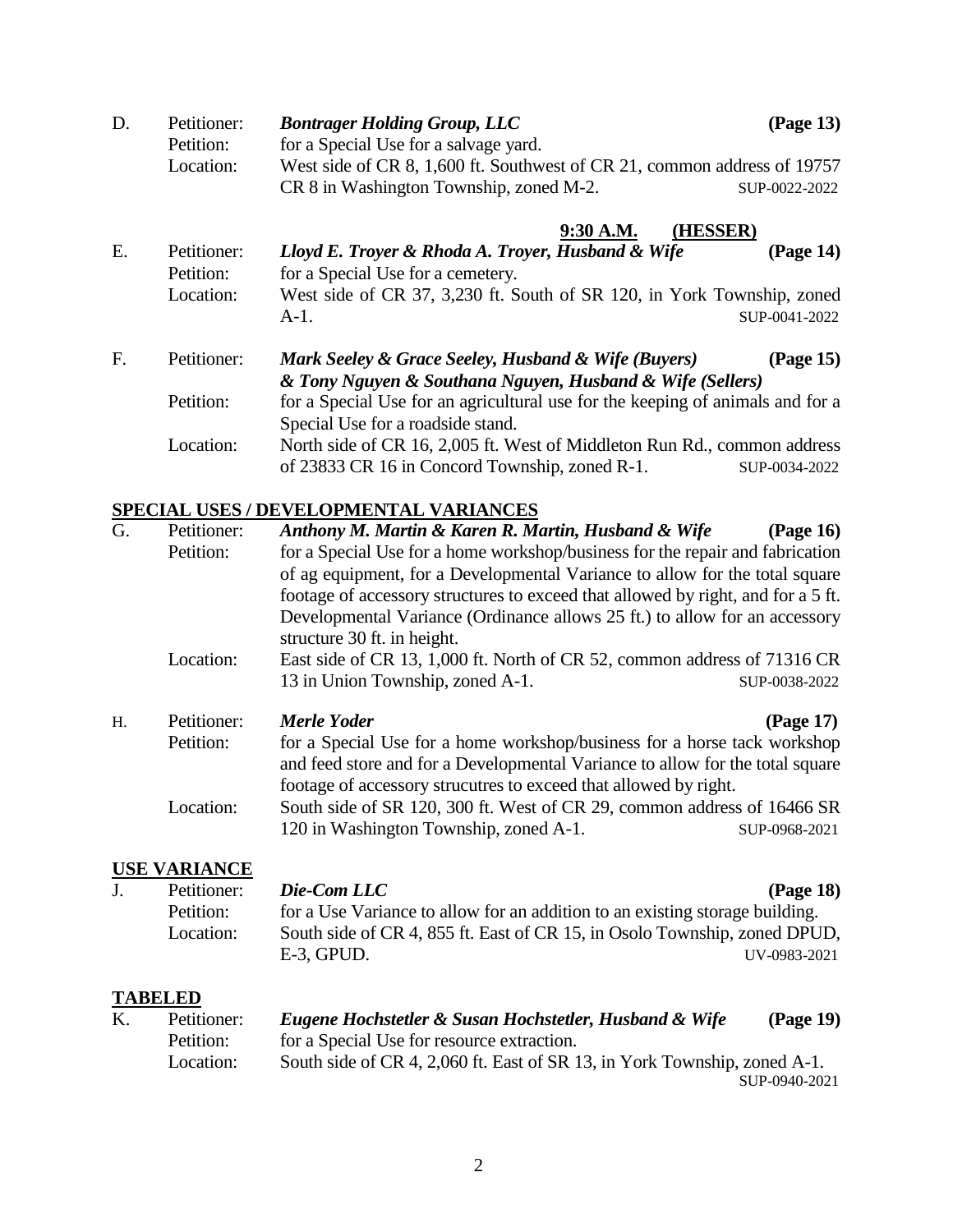D. Petitioner: ***Bontrager Holding Group, LLC*** **(Page 13)**
Petition: for a Special Use for a salvage yard.
Location: West side of CR 8, 1,600 ft. Southwest of CR 21, common address of 19757 CR 8 in Washington Township, zoned M-2. SUP-0022-2022

**9:30 A.M. (HESSER)**

E. Petitioner: ***Lloyd E. Troyer & Rhoda A. Troyer, Husband & Wife*** **(Page 14)**
Petition: for a Special Use for a cemetery.
Location: West side of CR 37, 3,230 ft. South of SR 120, in York Township, zoned A-1. SUP-0041-2022

F. Petitioner: ***Mark Seeley & Grace Seeley, Husband & Wife (Buyers) & Tony Nguyen & Southana Nguyen, Husband & Wife (Sellers)*** **(Page 15)**
Petition: for a Special Use for an agricultural use for the keeping of animals and for a Special Use for a roadside stand.
Location: North side of CR 16, 2,005 ft. West of Middleton Run Rd., common address of 23833 CR 16 in Concord Township, zoned R-1. SUP-0034-2022

## SPECIAL USES / DEVELOPMENTAL VARIANCES

G. Petitioner: ***Anthony M. Martin & Karen R. Martin, Husband & Wife*** **(Page 16)**
Petition: for a Special Use for a home workshop/business for the repair and fabrication of ag equipment, for a Developmental Variance to allow for the total square footage of accessory structures to exceed that allowed by right, and for a 5 ft. Developmental Variance (Ordinance allows 25 ft.) to allow for an accessory structure 30 ft. in height.
Location: East side of CR 13, 1,000 ft. North of CR 52, common address of 71316 CR 13 in Union Township, zoned A-1. SUP-0038-2022

H. Petitioner: ***Merle Yoder*** **(Page 17)**
Petition: for a Special Use for a home workshop/business for a horse tack workshop and feed store and for a Developmental Variance to allow for the total square footage of accessory strucutres to exceed that allowed by right.
Location: South side of SR 120, 300 ft. West of CR 29, common address of 16466 SR 120 in Washington Township, zoned A-1. SUP-0968-2021

## USE VARIANCE

J. Petitioner: ***Die-Com LLC*** **(Page 18)**
Petition: for a Use Variance to allow for an addition to an existing storage building.
Location: South side of CR 4, 855 ft. East of CR 15, in Osolo Township, zoned DPUD, E-3, GPUD. UV-0983-2021

## TABELED

K. Petitioner: ***Eugene Hochstetler & Susan Hochstetler, Husband & Wife*** **(Page 19)**
Petition: for a Special Use for resource extraction.
Location: South side of CR 4, 2,060 ft. East of SR 13, in York Township, zoned A-1. SUP-0940-2021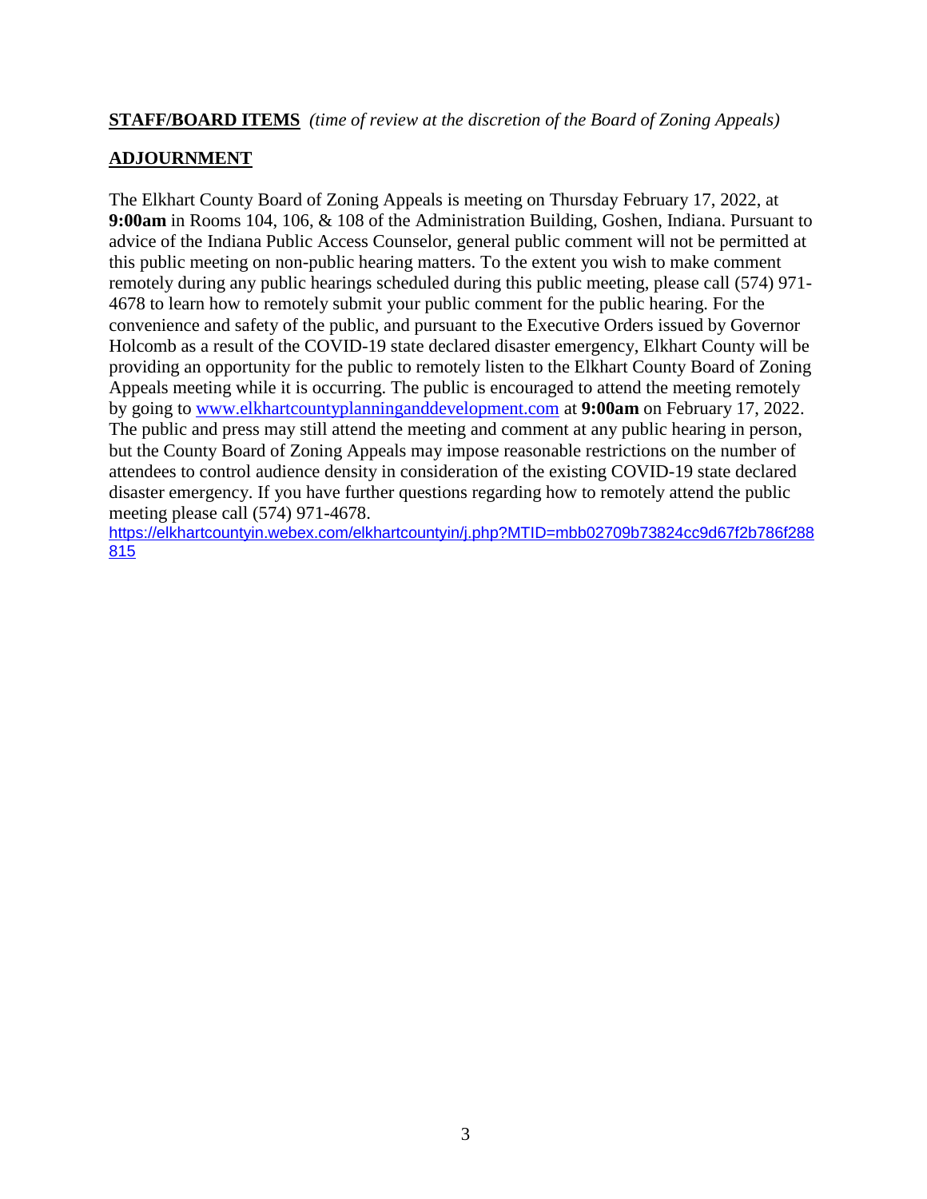**STAFF/BOARD ITEMS** *(time of review at the discretion of the Board of Zoning Appeals)*

**ADJOURNMENT**

The Elkhart County Board of Zoning Appeals is meeting on Thursday February 17, 2022, at **9:00am** in Rooms 104, 106, & 108 of the Administration Building, Goshen, Indiana. Pursuant to advice of the Indiana Public Access Counselor, general public comment will not be permitted at this public meeting on non-public hearing matters. To the extent you wish to make comment remotely during any public hearings scheduled during this public meeting, please call (574) 971-4678 to learn how to remotely submit your public comment for the public hearing. For the convenience and safety of the public, and pursuant to the Executive Orders issued by Governor Holcomb as a result of the COVID-19 state declared disaster emergency, Elkhart County will be providing an opportunity for the public to remotely listen to the Elkhart County Board of Zoning Appeals meeting while it is occurring. The public is encouraged to attend the meeting remotely by going to [www.elkhartcountyplanninganddevelopment.com](http://www.elkhartcountyplanninganddevelopment.com) at **9:00am** on February 17, 2022. The public and press may still attend the meeting and comment at any public hearing in person, but the County Board of Zoning Appeals may impose reasonable restrictions on the number of attendees to control audience density in consideration of the existing COVID-19 state declared disaster emergency. If you have further questions regarding how to remotely attend the public meeting please call (574) 971-4678.
[https://elkhartcountyin.webex.com/elkhartcountyin/j.php?MTID=mbb02709b73824cc9d67f2b786f288815](https://elkhartcountyin.webex.com/elkhartcountyin/j.php?MTID=mbb02709b73824cc9d67f2b786f288815)